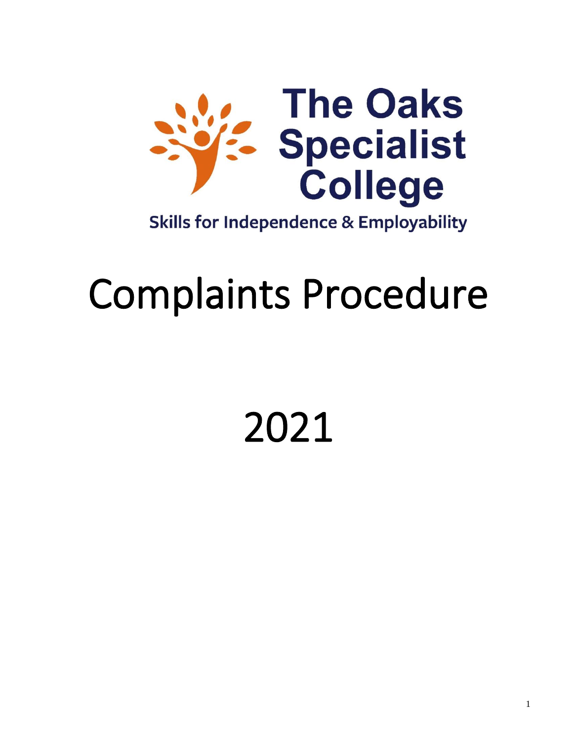The Oaks Specialist College

Skills for Independence & Employability

# Complaints Procedure

# 2021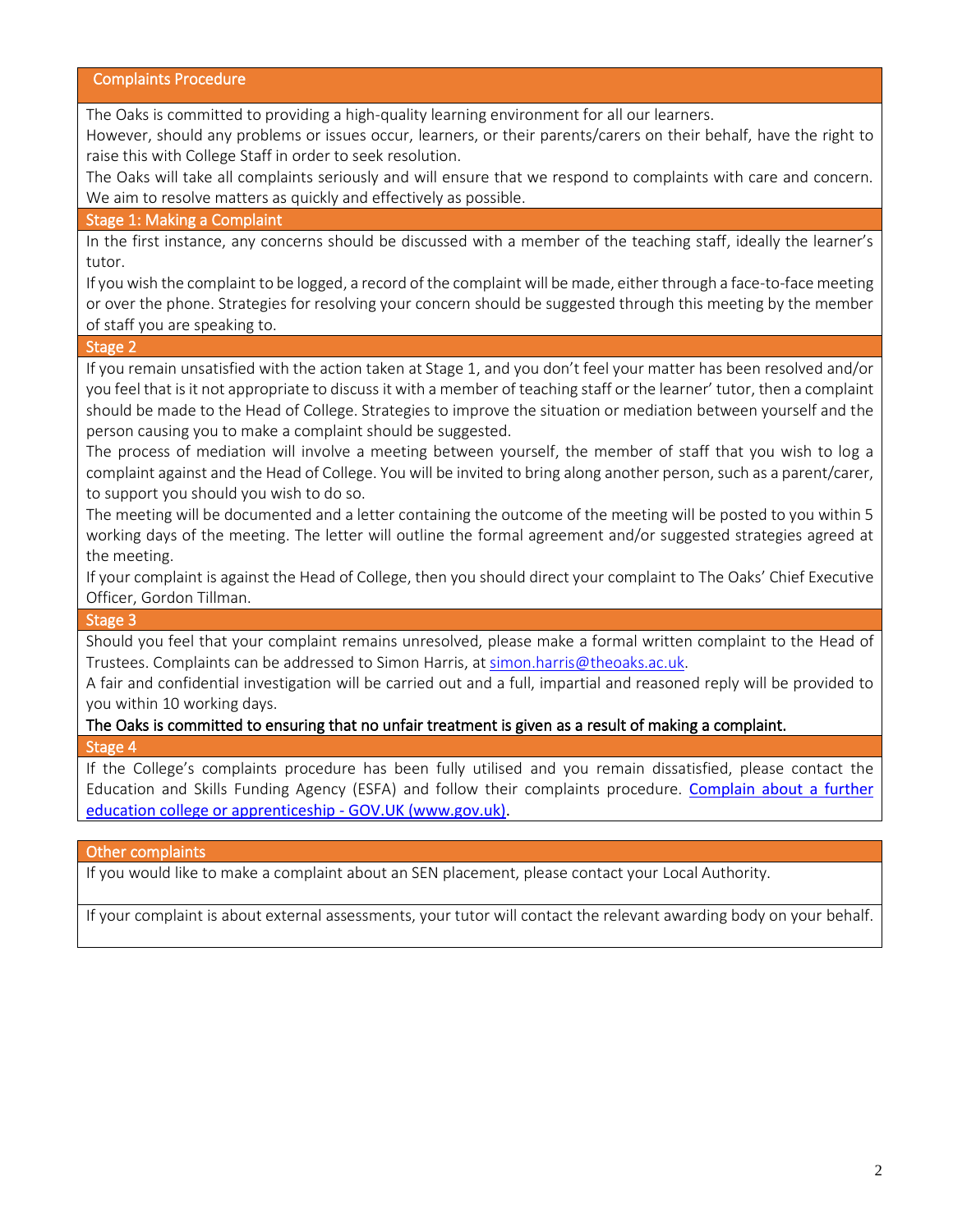## Complaints Procedure

The Oaks is committed to providing a high-quality learning environment for all our learners.
However, should any problems or issues occur, learners, or their parents/carers on their behalf, have the right to raise this with College Staff in order to seek resolution.
The Oaks will take all complaints seriously and will ensure that we respond to complaints with care and concern. We aim to resolve matters as quickly and effectively as possible.

### Stage 1: Making a Complaint

In the first instance, any concerns should be discussed with a member of the teaching staff, ideally the learner's tutor.
If you wish the complaint to be logged, a record of the complaint will be made, either through a face-to-face meeting or over the phone. Strategies for resolving your concern should be suggested through this meeting by the member of staff you are speaking to.

### Stage 2

If you remain unsatisfied with the action taken at Stage 1, and you don't feel your matter has been resolved and/or you feel that is it not appropriate to discuss it with a member of teaching staff or the learner' tutor, then a complaint should be made to the Head of College. Strategies to improve the situation or mediation between yourself and the person causing you to make a complaint should be suggested.
The process of mediation will involve a meeting between yourself, the member of staff that you wish to log a complaint against and the Head of College. You will be invited to bring along another person, such as a parent/carer, to support you should you wish to do so.
The meeting will be documented and a letter containing the outcome of the meeting will be posted to you within 5 working days of the meeting. The letter will outline the formal agreement and/or suggested strategies agreed at the meeting.
If your complaint is against the Head of College, then you should direct your complaint to The Oaks' Chief Executive Officer, Gordon Tillman.

### Stage 3

Should you feel that your complaint remains unresolved, please make a formal written complaint to the Head of Trustees. Complaints can be addressed to Simon Harris, at simon.harris@theoaks.ac.uk.
A fair and confidential investigation will be carried out and a full, impartial and reasoned reply will be provided to you within 10 working days.

**The Oaks is committed to ensuring that no unfair treatment is given as a result of making a complaint.**

### Stage 4

If the College's complaints procedure has been fully utilised and you remain dissatisfied, please contact the Education and Skills Funding Agency (ESFA) and follow their complaints procedure. [Complain about a further education college or apprenticeship - GOV.UK (www.gov.uk)](www.gov.uk).

## Other complaints

If you would like to make a complaint about an SEN placement, please contact your Local Authority.

If your complaint is about external assessments, your tutor will contact the relevant awarding body on your behalf.